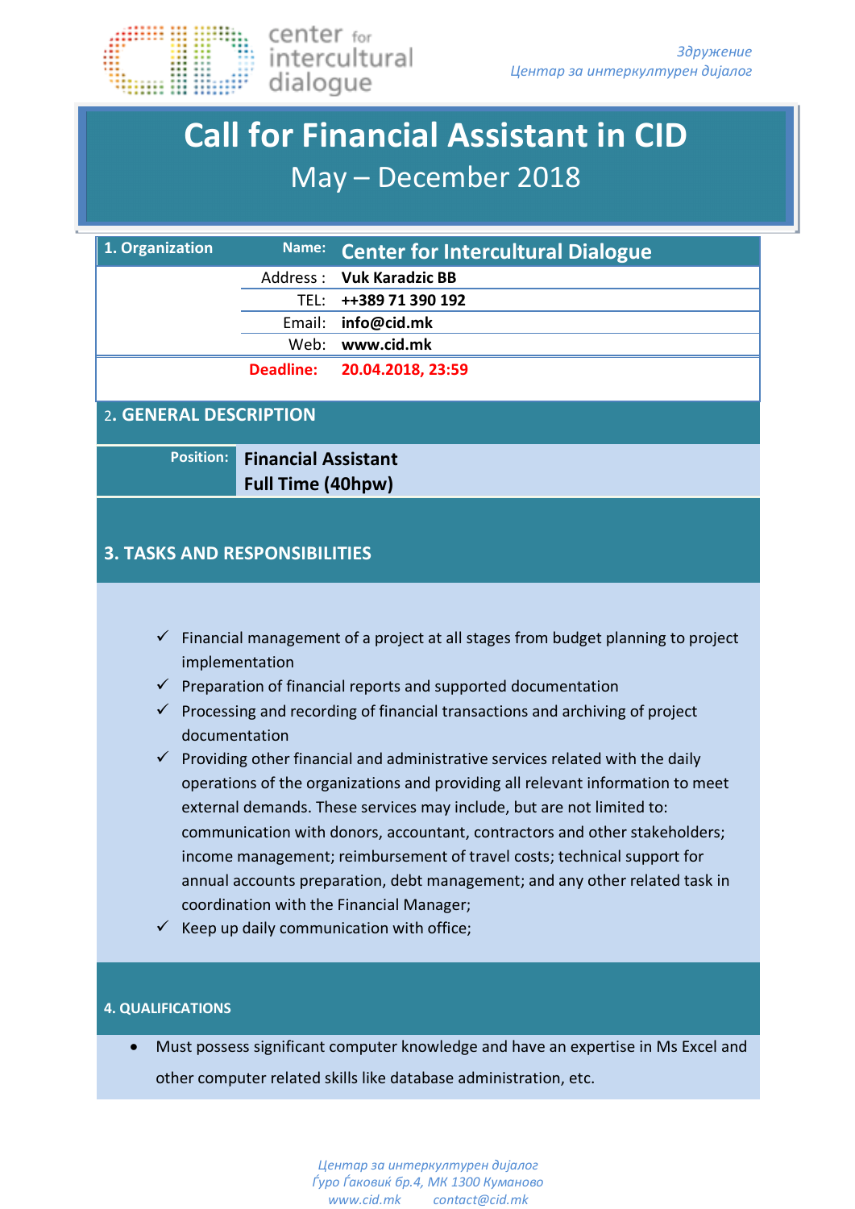center for intercultural dialogue

*Здружение*
*Центар за интеркултурен дијалог*

# Call for Financial Assistant in CID

## May – December 2018

| **1. Organization** | **Name:** | **Center for Intercultural Dialogue** |
|---|---|---|
| | Address : | **Vuk Karadzic BB** |
| | TEL: | **++389 71 390 192** |
| | Email: | **info@cid.mk** |
| | Web: | **www.cid.mk** |
| | **Deadline:** | **20.04.2018, 23:59** |

## 2. GENERAL DESCRIPTION

| **Position:** | **Financial Assistant**<br>**Full Time (40hpw)** |
|---|---|

## 3. TASKS AND RESPONSIBILITIES

- ✓ Financial management of a project at all stages from budget planning to project implementation
- ✓ Preparation of financial reports and supported documentation
- ✓ Processing and recording of financial transactions and archiving of project documentation
- ✓ Providing other financial and administrative services related with the daily operations of the organizations and providing all relevant information to meet external demands. These services may include, but are not limited to: communication with donors, accountant, contractors and other stakeholders; income management; reimbursement of travel costs; technical support for annual accounts preparation, debt management; and any other related task in coordination with the Financial Manager;
- ✓ Keep up daily communication with office;

## 4. QUALIFICATIONS

- Must possess significant computer knowledge and have an expertise in Ms Excel and other computer related skills like database administration, etc.

*Центар за интеркултурен дијалог*
*Ѓуро Ѓаковиќ бр.4, МК 1300 Куманово*
*www.cid.mk contact@cid.mk*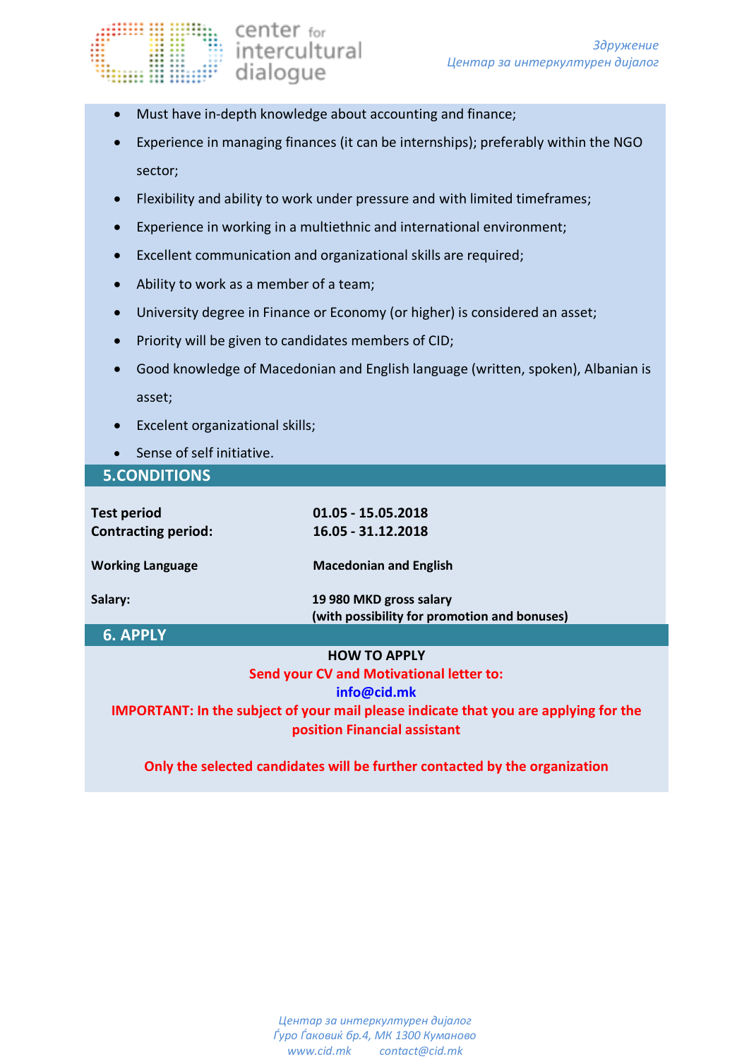- Must have in-depth knowledge about accounting and finance;
- Experience in managing finances (it can be internships); preferably within the NGO sector;
- Flexibility and ability to work under pressure and with limited timeframes;
- Experience in working in a multiethnic and international environment;
- Excellent communication and organizational skills are required;
- Ability to work as a member of a team;
- University degree in Finance or Economy (or higher) is considered an asset;
- Priority will be given to candidates members of CID;
- Good knowledge of Macedonian and English language (written, spoken), Albanian is asset;
- Excelent organizational skills;
- Sense of self initiative.

## 5.CONDITIONS

| | |
|---|---|
| **Test period** | **01.05 - 15.05.2018** |
| **Contracting period:** | **16.05 - 31.12.2018** |
| **Working Language** | **Macedonian and English** |
| **Salary:** | **19 980 MKD gross salary (with possibility for promotion and bonuses)** |

## 6. APPLY

**HOW TO APPLY**

**Send your CV and Motivational letter to:**

**info@cid.mk**

**IMPORTANT: In the subject of your mail please indicate that you are applying for the position Financial assistant**

**Only the selected candidates will be further contacted by the organization**